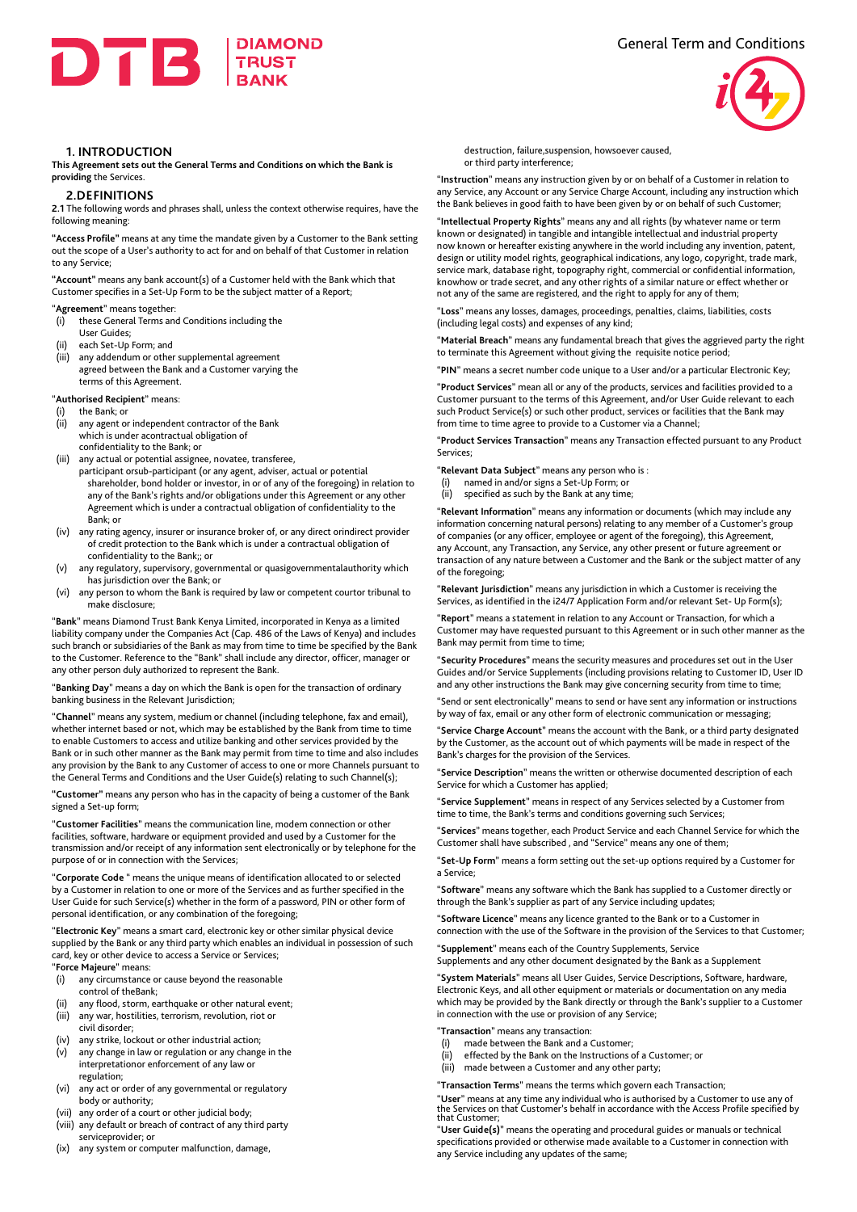# General Term and Conditions

## 1. INTRODUCTION

**This Agreement sets out the General Terms and Conditions on which the Bank is providing** the Services.

## 2.DEFINITIONS

**2.1** The following words and phrases shall, unless the context otherwise requires, have the following meaning:

**"Access Profile"** means at any time the mandate given by a Customer to the Bank setting out the scope of a User's authority to act for and on behalf of that Customer in relation to any Service;

**"Account"** means any bank account(s) of a Customer held with the Bank which that Customer specifies in a Set-Up Form to be the subject matter of a Report;

"**Agreement**" means together:
- (i) these General Terms and Conditions including the User Guides;
- (ii) each Set-Up Form; and
- (iii) any addendum or other supplemental agreement agreed between the Bank and a Customer varying the terms of this Agreement.

"**Authorised Recipient**" means:
- (i) the Bank; or
- (ii) any agent or independent contractor of the Bank which is under acontractual obligation of confidentiality to the Bank; or
- (iii) any actual or potential assignee, novatee, transferee, participant orsub-participant (or any agent, adviser, actual or potential shareholder, bond holder or investor, in or of any of the foregoing) in relation to any of the Bank's rights and/or obligations under this Agreement or any other Agreement which is under a contractual obligation of confidentiality to the Bank; or
- (iv) any rating agency, insurer or insurance broker of, or any direct orindirect provider of credit protection to the Bank which is under a contractual obligation of confidentiality to the Bank;; or
- (v) any regulatory, supervisory, governmental or quasigovernmentalauthority which has jurisdiction over the Bank; or
- (vi) any person to whom the Bank is required by law or competent courtor tribunal to make disclosure;

"**Bank**" means Diamond Trust Bank Kenya Limited, incorporated in Kenya as a limited liability company under the Companies Act (Cap. 486 of the Laws of Kenya) and includes such branch or subsidiaries of the Bank as may from time to time be specified by the Bank to the Customer. Reference to the "Bank" shall include any director, officer, manager or any other person duly authorized to represent the Bank.

"**Banking Day**" means a day on which the Bank is open for the transaction of ordinary banking business in the Relevant Jurisdiction;

"**Channel**" means any system, medium or channel (including telephone, fax and email), whether internet based or not, which may be established by the Bank from time to time to enable Customers to access and utilize banking and other services provided by the Bank or in such other manner as the Bank may permit from time to time and also includes any provision by the Bank to any Customer of access to one or more Channels pursuant to the General Terms and Conditions and the User Guide(s) relating to such Channel(s);

**"Customer"** means any person who has in the capacity of being a customer of the Bank signed a Set-up form;

"**Customer Facilities**" means the communication line, modem connection or other facilities, software, hardware or equipment provided and used by a Customer for the transmission and/or receipt of any information sent electronically or by telephone for the purpose of or in connection with the Services;

"**Corporate Code** " means the unique means of identification allocated to or selected by a Customer in relation to one or more of the Services and as further specified in the User Guide for such Service(s) whether in the form of a password, PIN or other form of personal identification, or any combination of the foregoing;

"**Electronic Key**" means a smart card, electronic key or other similar physical device supplied by the Bank or any third party which enables an individual in possession of such card, key or other device to access a Service or Services;

"**Force Majeure**" means:
- (i) any circumstance or cause beyond the reasonable control of theBank;
- (ii) any flood, storm, earthquake or other natural event;
- (iii) any war, hostilities, terrorism, revolution, riot or civil disorder;
- (iv) any strike, lockout or other industrial action;
- (v) any change in law or regulation or any change in the interpretationor enforcement of any law or regulation;
- (vi) any act or order of any governmental or regulatory body or authority;
- (vii) any order of a court or other judicial body;
- (viii) any default or breach of contract of any third party serviceprovider; or
- (ix) any system or computer malfunction, damage, destruction, failure,suspension, howsoever caused, or third party interference;

"**Instruction**" means any instruction given by or on behalf of a Customer in relation to any Service, any Account or any Service Charge Account, including any instruction which the Bank believes in good faith to have been given by or on behalf of such Customer;

"**Intellectual Property Rights**" means any and all rights (by whatever name or term known or designated) in tangible and intangible intellectual and industrial property now known or hereafter existing anywhere in the world including any invention, patent, design or utility model rights, geographical indications, any logo, copyright, trade mark, service mark, database right, topography right, commercial or confidential information, knowhow or trade secret, and any other rights of a similar nature or effect whether or not any of the same are registered, and the right to apply for any of them;

"**Loss**" means any losses, damages, proceedings, penalties, claims, liabilities, costs (including legal costs) and expenses of any kind;

"**Material Breach**" means any fundamental breach that gives the aggrieved party the right to terminate this Agreement without giving the requisite notice period;

"**PIN**" means a secret number code unique to a User and/or a particular Electronic Key;

"**Product Services**" mean all or any of the products, services and facilities provided to a Customer pursuant to the terms of this Agreement, and/or User Guide relevant to each such Product Service(s) or such other product, services or facilities that the Bank may from time to time agree to provide to a Customer via a Channel;

"**Product Services Transaction**" means any Transaction effected pursuant to any Product Services;

"**Relevant Data Subject**" means any person who is :
- (i) named in and/or signs a Set-Up Form; or
- (ii) specified as such by the Bank at any time;

"**Relevant Information**" means any information or documents (which may include any information concerning natural persons) relating to any member of a Customer's group of companies (or any officer, employee or agent of the foregoing), this Agreement, any Account, any Transaction, any Service, any other present or future agreement or transaction of any nature between a Customer and the Bank or the subject matter of any of the foregoing;

"**Relevant Jurisdiction**" means any jurisdiction in which a Customer is receiving the Services, as identified in the i24/7 Application Form and/or relevant Set- Up Form(s);

"**Report**" means a statement in relation to any Account or Transaction, for which a Customer may have requested pursuant to this Agreement or in such other manner as the Bank may permit from time to time;

"**Security Procedures**" means the security measures and procedures set out in the User Guides and/or Service Supplements (including provisions relating to Customer ID, User ID and any other instructions the Bank may give concerning security from time to time;

"**Send or sent electronically**" means to send or have sent any information or instructions by way of fax, email or any other form of electronic communication or messaging;

"**Service Charge Account**" means the account with the Bank, or a third party designated by the Customer, as the account out of which payments will be made in respect of the Bank's charges for the provision of the Services.

"**Service Description**" means the written or otherwise documented description of each Service for which a Customer has applied;

"**Service Supplement**" means in respect of any Services selected by a Customer from time to time, the Bank's terms and conditions governing such Services;

"**Services**" means together, each Product Service and each Channel Service for which the Customer shall have subscribed , and "Service" means any one of them;

"**Set-Up Form**" means a form setting out the set-up options required by a Customer for a Service;

"**Software**" means any software which the Bank has supplied to a Customer directly or through the Bank's supplier as part of any Service including updates;

"**Software Licence**" means any licence granted to the Bank or to a Customer in connection with the use of the Software in the provision of the Services to that Customer;

"**Supplement**" means each of the Country Supplements, Service Supplements and any other document designated by the Bank as a Supplement

"**System Materials**" means all User Guides, Service Descriptions, Software, hardware, Electronic Keys, and all other equipment or materials or documentation on any media which may be provided by the Bank directly or through the Bank's supplier to a Customer in connection with the use or provision of any Service;

"**Transaction**" means any transaction:
- (i) made between the Bank and a Customer;
- (ii) effected by the Bank on the Instructions of a Customer; or
- (iii) made between a Customer and any other party;

"**Transaction Terms**" means the terms which govern each Transaction;

"**User**" means at any time any individual who is authorised by a Customer to use any of the Services on that Customer's behalf in accordance with the Access Profile specified by that Customer;

"**User Guide(s)**" means the operating and procedural guides or manuals or technical specifications provided or otherwise made available to a Customer in connection with any Service including any updates of the same;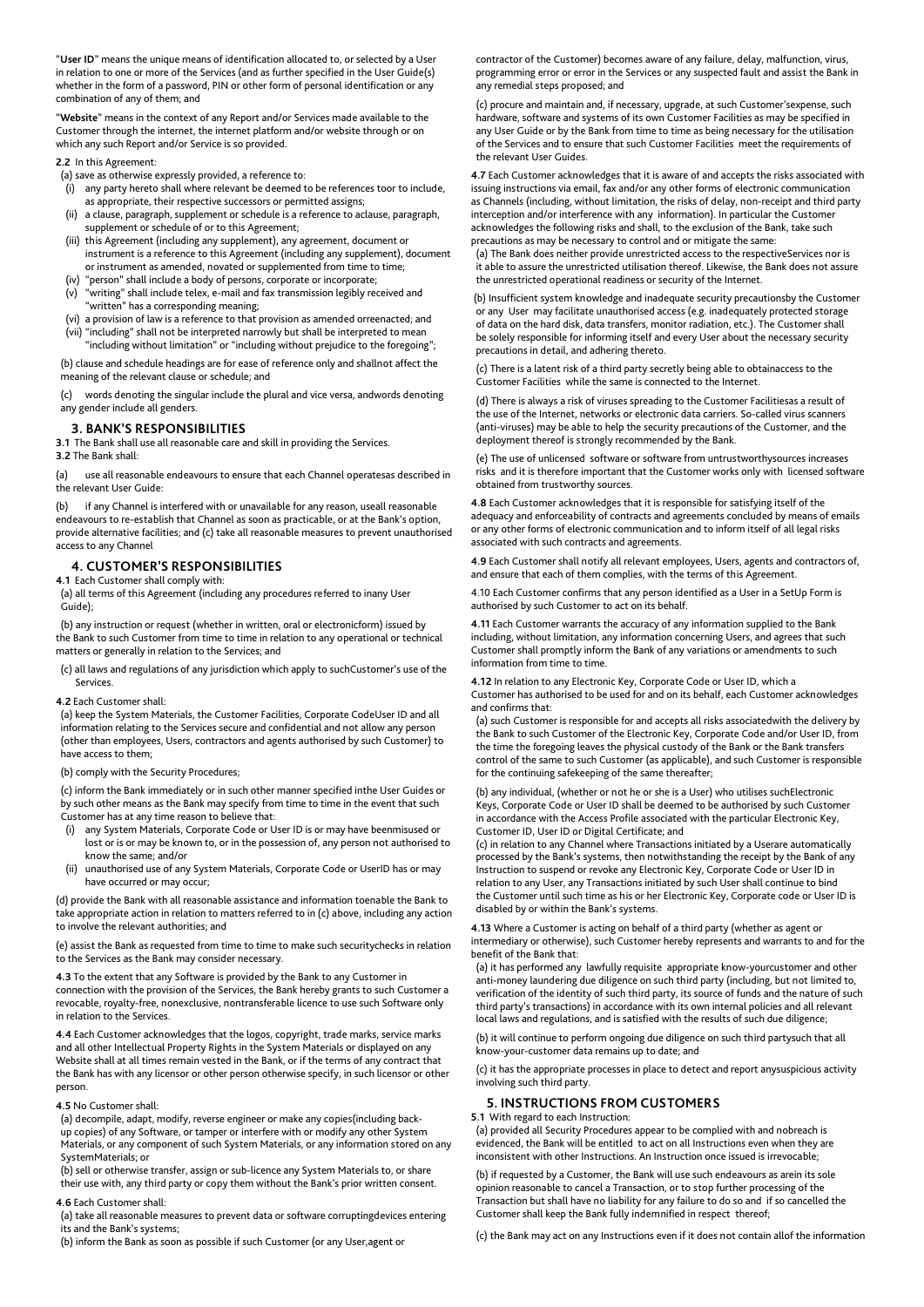"**User ID**" means the unique means of identification allocated to, or selected by a User in relation to one or more of the Services (and as further specified in the User Guide(s) whether in the form of a password, PIN or other form of personal identification or any combination of any of them; and

"**Website**" means in the context of any Report and/or Services made available to the Customer through the internet, the internet platform and/or website through or on which any such Report and/or Service is so provided.

**2.2** In this Agreement:

(a) save as otherwise expressly provided, a reference to:

- (i) any party hereto shall where relevant be deemed to be references toor to include, as appropriate, their respective successors or permitted assigns;
- (ii) a clause, paragraph, supplement or schedule is a reference to aclause, paragraph, supplement or schedule of or to this Agreement;
- (iii) this Agreement (including any supplement), any agreement, document or instrument is a reference to this Agreement (including any supplement), document or instrument as amended, novated or supplemented from time to time;
- (iv) "person" shall include a body of persons, corporate or incorporate;
- (v) "writing" shall include telex, e-mail and fax transmission legibly received and "written" has a corresponding meaning;
- (vi) a provision of law is a reference to that provision as amended orreenacted; and
- (vii) "including" shall not be interpreted narrowly but shall be interpreted to mean "including without limitation" or "including without prejudice to the foregoing";

(b) clause and schedule headings are for ease of reference only and shallnot affect the meaning of the relevant clause or schedule; and

(c) words denoting the singular include the plural and vice versa, andwords denoting any gender include all genders.

## 3. BANK'S RESPONSIBILITIES

**3.1** The Bank shall use all reasonable care and skill in providing the Services.

**3.2** The Bank shall:

(a) use all reasonable endeavours to ensure that each Channel operatesas described in the relevant User Guide:

(b) if any Channel is interfered with or unavailable for any reason, useall reasonable endeavours to re-establish that Channel as soon as practicable, or at the Bank's option, provide alternative facilities; and (c) take all reasonable measures to prevent unauthorised access to any Channel

## 4. CUSTOMER'S RESPONSIBILITIES

**4.1** Each Customer shall comply with:

(a) all terms of this Agreement (including any procedures referred to inany User Guide);

(b) any instruction or request (whether in written, oral or electronicform) issued by the Bank to such Customer from time to time in relation to any operational or technical matters or generally in relation to the Services; and

(c) all laws and regulations of any jurisdiction which apply to suchCustomer's use of the Services.

**4.2** Each Customer shall:

(a) keep the System Materials, the Customer Facilities, Corporate CodeUser ID and all information relating to the Services secure and confidential and not allow any person (other than employees, Users, contractors and agents authorised by such Customer) to have access to them;

(b) comply with the Security Procedures;

(c) inform the Bank immediately or in such other manner specified inthe User Guides or by such other means as the Bank may specify from time to time in the event that such Customer has at any time reason to believe that:

- (i) any System Materials, Corporate Code or User ID is or may have beenmisused or lost or is or may be known to, or in the possession of, any person not authorised to know the same; and/or
- (ii) unauthorised use of any System Materials, Corporate Code or UserID has or may have occurred or may occur;

(d) provide the Bank with all reasonable assistance and information toenable the Bank to take appropriate action in relation to matters referred to in (c) above, including any action to involve the relevant authorities; and

(e) assist the Bank as requested from time to time to make such securitychecks in relation to the Services as the Bank may consider necessary.

**4.3** To the extent that any Software is provided by the Bank to any Customer in connection with the provision of the Services, the Bank hereby grants to such Customer a revocable, royalty-free, nonexclusive, nontransferable licence to use such Software only in relation to the Services.

**4.4** Each Customer acknowledges that the logos, copyright, trade marks, service marks and all other Intellectual Property Rights in the System Materials or displayed on any Website shall at all times remain vested in the Bank, or if the terms of any contract that the Bank has with any licensor or other person otherwise specify, in such licensor or other person.

**4.5** No Customer shall:

(a) decompile, adapt, modify, reverse engineer or make any copies(including back-up copies) of any Software, or tamper or interfere with or modify any other System Materials, or any component of such System Materials, or any information stored on any SystemMaterials; or

(b) sell or otherwise transfer, assign or sub-licence any System Materials to, or share their use with, any third party or copy them without the Bank's prior written consent.

**4.6** Each Customer shall:

(a) take all reasonable measures to prevent data or software corruptingdevices entering its and the Bank's systems;

(b) inform the Bank as soon as possible if such Customer (or any User,agent or contractor of the Customer) becomes aware of any failure, delay, malfunction, virus, programming error or error in the Services or any suspected fault and assist the Bank in any remedial steps proposed; and

(c) procure and maintain and, if necessary, upgrade, at such Customer'sexpense, such hardware, software and systems of its own Customer Facilities as may be specified in any User Guide or by the Bank from time to time as being necessary for the utilisation of the Services and to ensure that such Customer Facilities meet the requirements of the relevant User Guides.

**4.7** Each Customer acknowledges that it is aware of and accepts the risks associated with issuing instructions via email, fax and/or any other forms of electronic communication as Channels (including, without limitation, the risks of delay, non-receipt and third party interception and/or interference with any information). In particular the Customer acknowledges the following risks and shall, to the exclusion of the Bank, take such precautions as may be necessary to control and or mitigate the same:

(a) The Bank does neither provide unrestricted access to the respectiveServices nor is it able to assure the unrestricted utilisation thereof. Likewise, the Bank does not assure the unrestricted operational readiness or security of the Internet.

(b) Insufficient system knowledge and inadequate security precautionsby the Customer or any User may facilitate unauthorised access (e.g. inadequately protected storage of data on the hard disk, data transfers, monitor radiation, etc.). The Customer shall be solely responsible for informing itself and every User about the necessary security precautions in detail, and adhering thereto.

(c) There is a latent risk of a third party secretly being able to obtainaccess to the Customer Facilities while the same is connected to the Internet.

(d) There is always a risk of viruses spreading to the Customer Facilitiesas a result of the use of the Internet, networks or electronic data carriers. So-called virus scanners (anti-viruses) may be able to help the security precautions of the Customer, and the deployment thereof is strongly recommended by the Bank.

(e) The use of unlicensed software or software from untrustworthysources increases risks and it is therefore important that the Customer works only with licensed software obtained from trustworthy sources.

**4.8** Each Customer acknowledges that it is responsible for satisfying itself of the adequacy and enforceability of contracts and agreements concluded by means of emails or any other forms of electronic communication and to inform itself of all legal risks associated with such contracts and agreements.

**4.9** Each Customer shall notify all relevant employees, Users, agents and contractors of, and ensure that each of them complies, with the terms of this Agreement.

4.10 Each Customer confirms that any person identified as a User in a SetUp Form is authorised by such Customer to act on its behalf.

**4.11** Each Customer warrants the accuracy of any information supplied to the Bank including, without limitation, any information concerning Users, and agrees that such Customer shall promptly inform the Bank of any variations or amendments to such information from time to time.

**4.12** In relation to any Electronic Key, Corporate Code or User ID, which a Customer has authorised to be used for and on its behalf, each Customer acknowledges and confirms that:

(a) such Customer is responsible for and accepts all risks associatedwith the delivery by the Bank to such Customer of the Electronic Key, Corporate Code and/or User ID, from the time the foregoing leaves the physical custody of the Bank or the Bank transfers control of the same to such Customer (as applicable), and such Customer is responsible for the continuing safekeeping of the same thereafter;

(b) any individual, (whether or not he or she is a User) who utilises suchElectronic Keys, Corporate Code or User ID shall be deemed to be authorised by such Customer in accordance with the Access Profile associated with the particular Electronic Key, Customer ID, User ID or Digital Certificate; and

(c) in relation to any Channel where Transactions initiated by a Userare automatically processed by the Bank's systems, then notwithstanding the receipt by the Bank of any Instruction to suspend or revoke any Electronic Key, Corporate Code or User ID in relation to any User, any Transactions initiated by such User shall continue to bind the Customer until such time as his or her Electronic Key, Corporate code or User ID is disabled by or within the Bank's systems.

**4.13** Where a Customer is acting on behalf of a third party (whether as agent or intermediary or otherwise), such Customer hereby represents and warrants to and for the benefit of the Bank that:

(a) it has performed any lawfully requisite appropriate know-yourcustomer and other anti-money laundering due diligence on such third party (including, but not limited to, verification of the identity of such third party, its source of funds and the nature of such third party's transactions) in accordance with its own internal policies and all relevant local laws and regulations, and is satisfied with the results of such due diligence;

(b) it will continue to perform ongoing due diligence on such third partysuch that all know-your-customer data remains up to date; and

(c) it has the appropriate processes in place to detect and report anysuspicious activity involving such third party.

## 5. INSTRUCTIONS FROM CUSTOMERS

**5.1** With regard to each Instruction:

(a) provided all Security Procedures appear to be complied with and nobreach is evidenced, the Bank will be entitled to act on all Instructions even when they are inconsistent with other Instructions. An Instruction once issued is irrevocable;

(b) if requested by a Customer, the Bank will use such endeavours as arein its sole opinion reasonable to cancel a Transaction, or to stop further processing of the Transaction but shall have no liability for any failure to do so and if so cancelled the Customer shall keep the Bank fully indemnified in respect thereof;

(c) the Bank may act on any Instructions even if it does not contain allof the information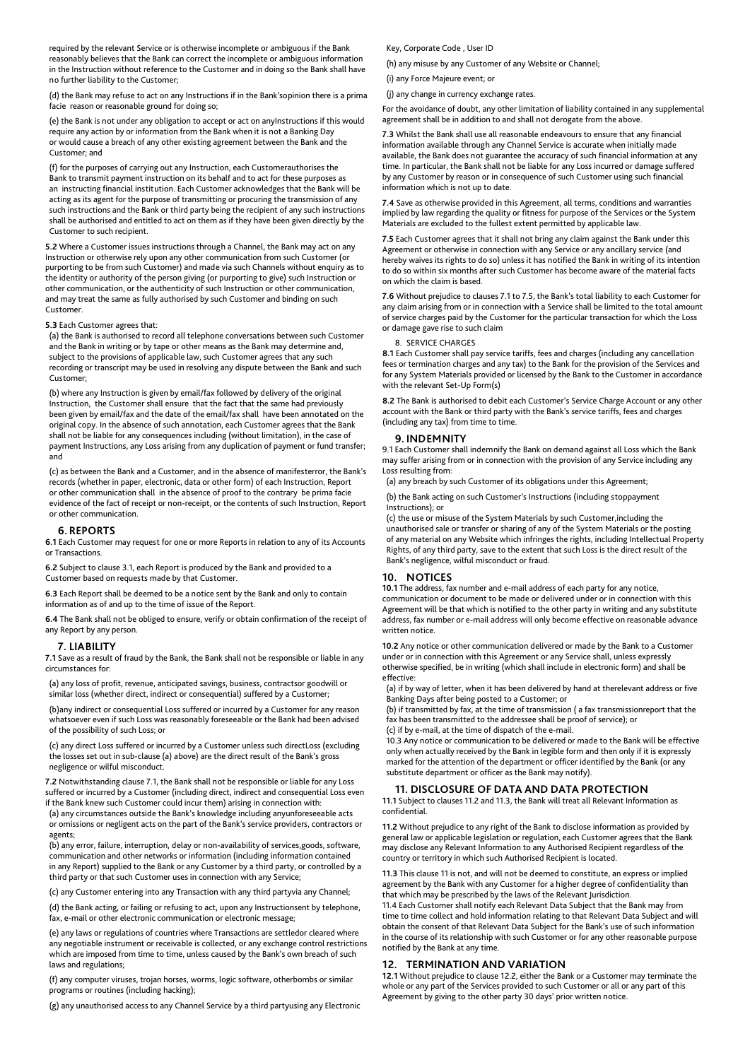required by the relevant Service or is otherwise incomplete or ambiguous if the Bank reasonably believes that the Bank can correct the incomplete or ambiguous information in the Instruction without reference to the Customer and in doing so the Bank shall have no further liability to the Customer;

(d) the Bank may refuse to act on any Instructions if in the Bank'sopinion there is a prima facie reason or reasonable ground for doing so;

(e) the Bank is not under any obligation to accept or act on anyInstructions if this would require any action by or information from the Bank when it is not a Banking Day or would cause a breach of any other existing agreement between the Bank and the Customer; and

(f) for the purposes of carrying out any Instruction, each Customerauthorises the Bank to transmit payment instruction on its behalf and to act for these purposes as an instructing financial institution. Each Customer acknowledges that the Bank will be acting as its agent for the purpose of transmitting or procuring the transmission of any such instructions and the Bank or third party being the recipient of any such instructions shall be authorised and entitled to act on them as if they have been given directly by the Customer to such recipient.

**5.2** Where a Customer issues instructions through a Channel, the Bank may act on any Instruction or otherwise rely upon any other communication from such Customer (or purporting to be from such Customer) and made via such Channels without enquiry as to the identity or authority of the person giving (or purporting to give) such Instruction or other communication, or the authenticity of such Instruction or other communication, and may treat the same as fully authorised by such Customer and binding on such Customer.

**5.3** Each Customer agrees that:

(a) the Bank is authorised to record all telephone conversations between such Customer and the Bank in writing or by tape or other means as the Bank may determine and, subject to the provisions of applicable law, such Customer agrees that any such recording or transcript may be used in resolving any dispute between the Bank and such Customer;

(b) where any Instruction is given by email/fax followed by delivery of the original Instruction, the Customer shall ensure that the fact that the same had previously been given by email/fax and the date of the email/fax shall have been annotated on the original copy. In the absence of such annotation, each Customer agrees that the Bank shall not be liable for any consequences including (without limitation), in the case of payment Instructions, any Loss arising from any duplication of payment or fund transfer; and

(c) as between the Bank and a Customer, and in the absence of manifesterror, the Bank's records (whether in paper, electronic, data or other form) of each Instruction, Report or other communication shall in the absence of proof to the contrary be prima facie evidence of the fact of receipt or non-receipt, or the contents of such Instruction, Report or other communication.

## 6. REPORTS

**6.1** Each Customer may request for one or more Reports in relation to any of its Accounts or Transactions.

**6.2** Subject to clause 3.1, each Report is produced by the Bank and provided to a Customer based on requests made by that Customer.

**6.3** Each Report shall be deemed to be a notice sent by the Bank and only to contain information as of and up to the time of issue of the Report.

**6.4** The Bank shall not be obliged to ensure, verify or obtain confirmation of the receipt of any Report by any person.

## 7. LIABILITY

**7.1** Save as a result of fraud by the Bank, the Bank shall not be responsible or liable in any circumstances for:

(a) any loss of profit, revenue, anticipated savings, business, contractsor goodwill or similar loss (whether direct, indirect or consequential) suffered by a Customer;

(b)any indirect or consequential Loss suffered or incurred by a Customer for any reason whatsoever even if such Loss was reasonably foreseeable or the Bank had been advised of the possibility of such Loss; or

(c) any direct Loss suffered or incurred by a Customer unless such directLoss (excluding the losses set out in sub-clause (a) above) are the direct result of the Bank's gross negligence or wilful misconduct.

**7.2** Notwithstanding clause 7.1, the Bank shall not be responsible or liable for any Loss suffered or incurred by a Customer (including direct, indirect and consequential Loss even if the Bank knew such Customer could incur them) arising in connection with:

(a) any circumstances outside the Bank's knowledge including anyunforeseeable acts or omissions or negligent acts on the part of the Bank's service providers, contractors or agents;

(b) any error, failure, interruption, delay or non-availability of services,goods, software, communication and other networks or information (including information contained in any Report) supplied to the Bank or any Customer by a third party, or controlled by a third party or that such Customer uses in connection with any Service;

(c) any Customer entering into any Transaction with any third partyvia any Channel;

(d) the Bank acting, or failing or refusing to act, upon any Instructionsent by telephone, fax, e-mail or other electronic communication or electronic message;

(e) any laws or regulations of countries where Transactions are settledor cleared where any negotiable instrument or receivable is collected, or any exchange control restrictions which are imposed from time to time, unless caused by the Bank's own breach of such laws and regulations;

(f) any computer viruses, trojan horses, worms, logic software, otherbombs or similar programs or routines (including hacking);

(g) any unauthorised access to any Channel Service by a third partyusing any Electronic Key, Corporate Code , User ID

(h) any misuse by any Customer of any Website or Channel;

(i) any Force Majeure event; or

(j) any change in currency exchange rates.

For the avoidance of doubt, any other limitation of liability contained in any supplemental agreement shall be in addition to and shall not derogate from the above.

**7.3** Whilst the Bank shall use all reasonable endeavours to ensure that any financial information available through any Channel Service is accurate when initially made available, the Bank does not guarantee the accuracy of such financial information at any time. In particular, the Bank shall not be liable for any Loss incurred or damage suffered by any Customer by reason or in consequence of such Customer using such financial information which is not up to date.

**7.4** Save as otherwise provided in this Agreement, all terms, conditions and warranties implied by law regarding the quality or fitness for purpose of the Services or the System Materials are excluded to the fullest extent permitted by applicable law.

**7.5** Each Customer agrees that it shall not bring any claim against the Bank under this Agreement or otherwise in connection with any Service or any ancillary service (and hereby waives its rights to do so) unless it has notified the Bank in writing of its intention to do so within six months after such Customer has become aware of the material facts on which the claim is based.

**7.6** Without prejudice to clauses 7.1 to 7.5, the Bank's total liability to each Customer for any claim arising from or in connection with a Service shall be limited to the total amount of service charges paid by the Customer for the particular transaction for which the Loss or damage gave rise to such claim

## 8. SERVICE CHARGES

**8.1** Each Customer shall pay service tariffs, fees and charges (including any cancellation fees or termination charges and any tax) to the Bank for the provision of the Services and for any System Materials provided or licensed by the Bank to the Customer in accordance with the relevant Set-Up Form(s)

**8.2** The Bank is authorised to debit each Customer's Service Charge Account or any other account with the Bank or third party with the Bank's service tariffs, fees and charges (including any tax) from time to time.

## 9. INDEMNITY

9.1 Each Customer shall indemnify the Bank on demand against all Loss which the Bank may suffer arising from or in connection with the provision of any Service including any Loss resulting from:

(a) any breach by such Customer of its obligations under this Agreement;

(b) the Bank acting on such Customer's Instructions (including stoppayment Instructions); or

(c) the use or misuse of the System Materials by such Customer,including the unauthorised sale or transfer or sharing of any of the System Materials or the posting of any material on any Website which infringes the rights, including Intellectual Property Rights, of any third party, save to the extent that such Loss is the direct result of the Bank's negligence, wilful misconduct or fraud.

## 10. NOTICES

**10.1** The address, fax number and e-mail address of each party for any notice, communication or document to be made or delivered under or in connection with this Agreement will be that which is notified to the other party in writing and any substitute address, fax number or e-mail address will only become effective on reasonable advance written notice.

**10.2** Any notice or other communication delivered or made by the Bank to a Customer under or in connection with this Agreement or any Service shall, unless expressly otherwise specified, be in writing (which shall include in electronic form) and shall be effective:

(a) if by way of letter, when it has been delivered by hand at therelevant address or five Banking Days after being posted to a Customer; or

(b) if transmitted by fax, at the time of transmission ( a fax transmissionreport that the fax has been transmitted to the addressee shall be proof of service); or

(c) if by e-mail, at the time of dispatch of the e-mail.

10.3 Any notice or communication to be delivered or made to the Bank will be effective only when actually received by the Bank in legible form and then only if it is expressly marked for the attention of the department or officer identified by the Bank (or any substitute department or officer as the Bank may notify).

## 11. DISCLOSURE OF DATA AND DATA PROTECTION

**11.1** Subject to clauses 11.2 and 11.3, the Bank will treat all Relevant Information as confidential.

**11.2** Without prejudice to any right of the Bank to disclose information as provided by general law or applicable legislation or regulation, each Customer agrees that the Bank may disclose any Relevant Information to any Authorised Recipient regardless of the country or territory in which such Authorised Recipient is located.

**11.3** This clause 11 is not, and will not be deemed to constitute, an express or implied agreement by the Bank with any Customer for a higher degree of confidentiality than that which may be prescribed by the laws of the Relevant Jurisdiction.

11.4 Each Customer shall notify each Relevant Data Subject that the Bank may from time to time collect and hold information relating to that Relevant Data Subject and will obtain the consent of that Relevant Data Subject for the Bank's use of such information in the course of its relationship with such Customer or for any other reasonable purpose notified by the Bank at any time.

## 12. TERMINATION AND VARIATION

**12.1** Without prejudice to clause 12.2, either the Bank or a Customer may terminate the whole or any part of the Services provided to such Customer or all or any part of this Agreement by giving to the other party 30 days' prior written notice.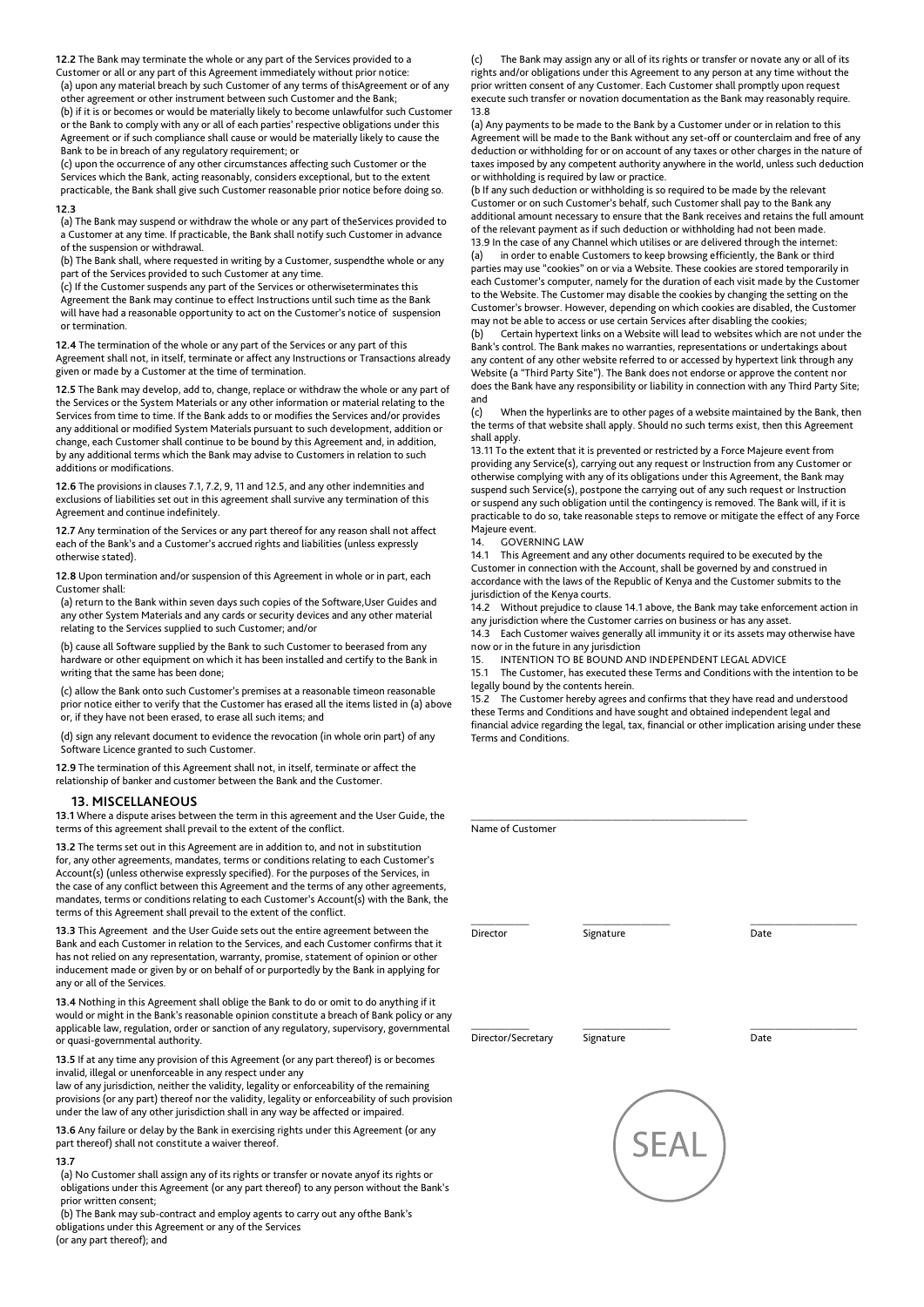**12.2** The Bank may terminate the whole or any part of the Services provided to a Customer or all or any part of this Agreement immediately without prior notice:

(a) upon any material breach by such Customer of any terms of thisAgreement or of any other agreement or other instrument between such Customer and the Bank;

(b) if it is or becomes or would be materially likely to become unlawfulfor such Customer or the Bank to comply with any or all of each parties' respective obligations under this Agreement or if such compliance shall cause or would be materially likely to cause the Bank to be in breach of any regulatory requirement; or

(c) upon the occurrence of any other circumstances affecting such Customer or the Services which the Bank, acting reasonably, considers exceptional, but to the extent practicable, the Bank shall give such Customer reasonable prior notice before doing so.

**12.3**

(a) The Bank may suspend or withdraw the whole or any part of theServices provided to a Customer at any time. If practicable, the Bank shall notify such Customer in advance of the suspension or withdrawal.

(b) The Bank shall, where requested in writing by a Customer, suspendthe whole or any part of the Services provided to such Customer at any time.

(c) If the Customer suspends any part of the Services or otherwiseterminates this Agreement the Bank may continue to effect Instructions until such time as the Bank will have had a reasonable opportunity to act on the Customer's notice of suspension or termination.

**12.4** The termination of the whole or any part of the Services or any part of this Agreement shall not, in itself, terminate or affect any Instructions or Transactions already given or made by a Customer at the time of termination.

**12.5** The Bank may develop, add to, change, replace or withdraw the whole or any part of the Services or the System Materials or any other information or material relating to the Services from time to time. If the Bank adds to or modifies the Services and/or provides any additional or modified System Materials pursuant to such development, addition or change, each Customer shall continue to be bound by this Agreement and, in addition, by any additional terms which the Bank may advise to Customers in relation to such additions or modifications.

**12.6** The provisions in clauses 7.1, 7.2, 9, 11 and 12.5, and any other indemnities and exclusions of liabilities set out in this agreement shall survive any termination of this Agreement and continue indefinitely.

**12.7** Any termination of the Services or any part thereof for any reason shall not affect each of the Bank's and a Customer's accrued rights and liabilities (unless expressly otherwise stated).

**12.8** Upon termination and/or suspension of this Agreement in whole or in part, each Customer shall:

(a) return to the Bank within seven days such copies of the Software,User Guides and any other System Materials and any cards or security devices and any other material relating to the Services supplied to such Customer; and/or

(b) cause all Software supplied by the Bank to such Customer to beerased from any hardware or other equipment on which it has been installed and certify to the Bank in writing that the same has been done;

(c) allow the Bank onto such Customer's premises at a reasonable timeon reasonable prior notice either to verify that the Customer has erased all the items listed in (a) above or, if they have not been erased, to erase all such items; and

(d) sign any relevant document to evidence the revocation (in whole orin part) of any Software Licence granted to such Customer.

**12.9** The termination of this Agreement shall not, in itself, terminate or affect the relationship of banker and customer between the Bank and the Customer.

## 13. MISCELLANEOUS

**13.1** Where a dispute arises between the term in this agreement and the User Guide, the terms of this agreement shall prevail to the extent of the conflict.

**13.2** The terms set out in this Agreement are in addition to, and not in substitution for, any other agreements, mandates, terms or conditions relating to each Customer's Account(s) (unless otherwise expressly specified). For the purposes of the Services, in the case of any conflict between this Agreement and the terms of any other agreements, mandates, terms or conditions relating to each Customer's Account(s) with the Bank, the terms of this Agreement shall prevail to the extent of the conflict.

**13.3** This Agreement and the User Guide sets out the entire agreement between the Bank and each Customer in relation to the Services, and each Customer confirms that it has not relied on any representation, warranty, promise, statement of opinion or other inducement made or given by or on behalf of or purportedly by the Bank in applying for any or all of the Services.

**13.4** Nothing in this Agreement shall oblige the Bank to do or omit to do anything if it would or might in the Bank's reasonable opinion constitute a breach of Bank policy or any applicable law, regulation, order or sanction of any regulatory, supervisory, governmental or quasi-governmental authority.

**13.5** If at any time any provision of this Agreement (or any part thereof) is or becomes invalid, illegal or unenforceable in any respect under any law of any jurisdiction, neither the validity, legality or enforceability of the remaining provisions (or any part) thereof nor the validity, legality or enforceability of such provision under the law of any other jurisdiction shall in any way be affected or impaired.

**13.6** Any failure or delay by the Bank in exercising rights under this Agreement (or any part thereof) shall not constitute a waiver thereof.

**13.7**

(a) No Customer shall assign any of its rights or transfer or novate anyof its rights or obligations under this Agreement (or any part thereof) to any person without the Bank's prior written consent;

(b) The Bank may sub-contract and employ agents to carry out any ofthe Bank's obligations under this Agreement or any of the Services (or any part thereof); and

(c) The Bank may assign any or all of its rights or transfer or novate any or all of its rights and/or obligations under this Agreement to any person at any time without the prior written consent of any Customer. Each Customer shall promptly upon request execute such transfer or novation documentation as the Bank may reasonably require.

13.8

(a) Any payments to be made to the Bank by a Customer under or in relation to this Agreement will be made to the Bank without any set-off or counterclaim and free of any deduction or withholding for or on account of any taxes or other charges in the nature of taxes imposed by any competent authority anywhere in the world, unless such deduction or withholding is required by law or practice.

(b If any such deduction or withholding is so required to be made by the relevant Customer or on such Customer's behalf, such Customer shall pay to the Bank any additional amount necessary to ensure that the Bank receives and retains the full amount of the relevant payment as if such deduction or withholding had not been made.

13.9 In the case of any Channel which utilises or are delivered through the internet:

(a) in order to enable Customers to keep browsing efficiently, the Bank or third parties may use "cookies" on or via a Website. These cookies are stored temporarily in each Customer's computer, namely for the duration of each visit made by the Customer to the Website. The Customer may disable the cookies by changing the setting on the Customer's browser. However, depending on which cookies are disabled, the Customer may not be able to access or use certain Services after disabling the cookies;

(b) Certain hypertext links on a Website will lead to websites which are not under the Bank's control. The Bank makes no warranties, representations or undertakings about any content of any other website referred to or accessed by hypertext link through any Website (a "Third Party Site"). The Bank does not endorse or approve the content nor does the Bank have any responsibility or liability in connection with any Third Party Site; and

(c) When the hyperlinks are to other pages of a website maintained by the Bank, then the terms of that website shall apply. Should no such terms exist, then this Agreement shall apply.

13.11 To the extent that it is prevented or restricted by a Force Majeure event from providing any Service(s), carrying out any request or Instruction from any Customer or otherwise complying with any of its obligations under this Agreement, the Bank may suspend such Service(s), postpone the carrying out of any such request or Instruction or suspend any such obligation until the contingency is removed. The Bank will, if it is practicable to do so, take reasonable steps to remove or mitigate the effect of any Force Majeure event.

14. GOVERNING LAW

14.1 This Agreement and any other documents required to be executed by the Customer in connection with the Account, shall be governed by and construed in accordance with the laws of the Republic of Kenya and the Customer submits to the jurisdiction of the Kenya courts.

14.2 Without prejudice to clause 14.1 above, the Bank may take enforcement action in any jurisdiction where the Customer carries on business or has any asset.

14.3 Each Customer waives generally all immunity it or its assets may otherwise have now or in the future in any jurisdiction

15. INTENTION TO BE BOUND AND INDEPENDENT LEGAL ADVICE

15.1 The Customer, has executed these Terms and Conditions with the intention to be legally bound by the contents herein.

15.2 The Customer hereby agrees and confirms that they have read and understood these Terms and Conditions and have sought and obtained independent legal and financial advice regarding the legal, tax, financial or other implication arising under these Terms and Conditions.

______________________________

Name of Customer

| | | |
|---|---|---|
| __________ | __________ | __________ |
| Director | Signature | Date |
| __________ | __________ | __________ |
| Director/Secretary | Signature | Date |

SEAL